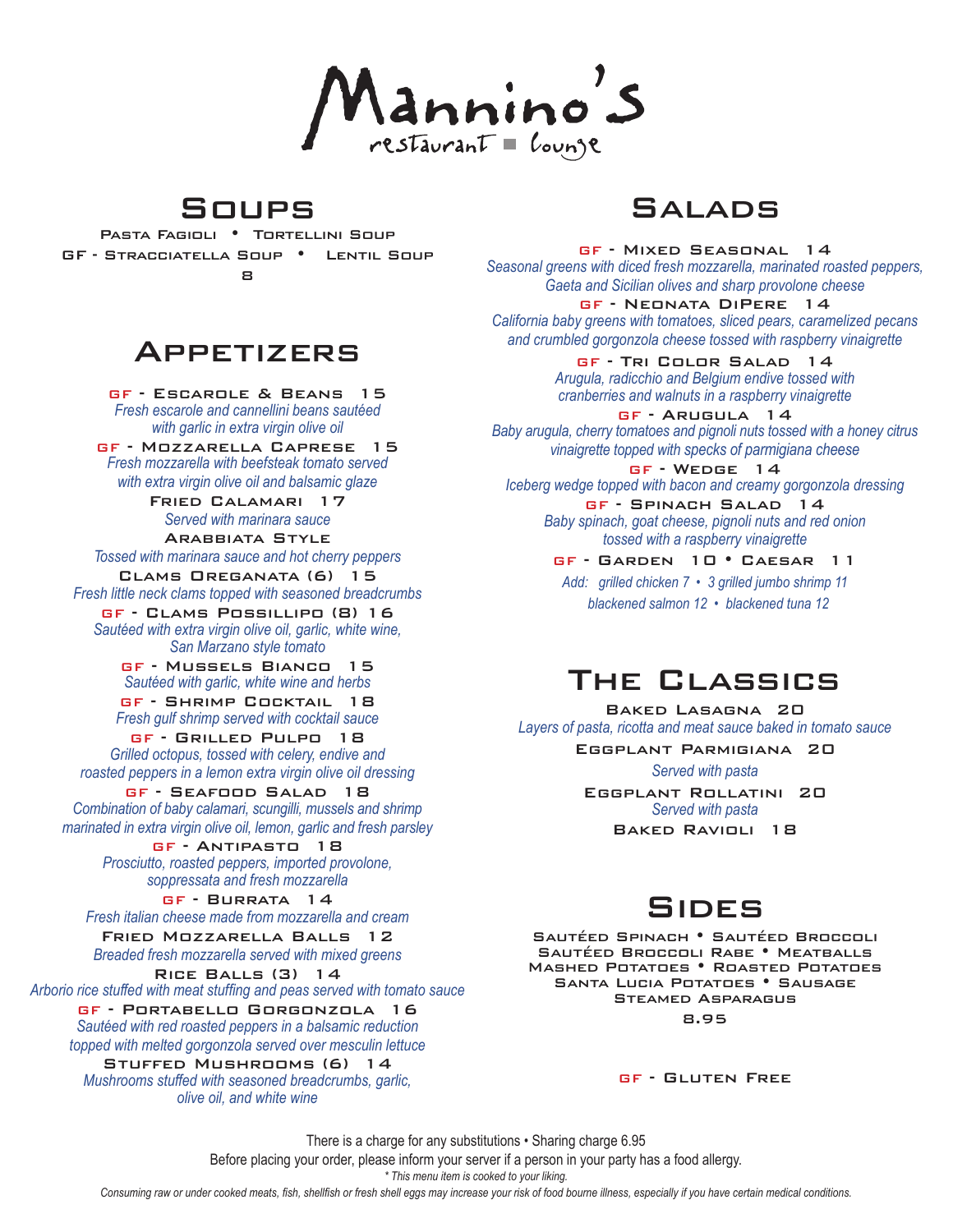# Mannino's

restaurant ■ lounge

## Soups

Pasta Fagioli • Tortellini Soup

GF - Stracciatella Soup • Lentil Soup

8

## Appetizers

**GF - Escarole & Beans 15**
*Fresh escarole and cannellini beans sautéed with garlic in extra virgin olive oil*

**GF - Mozzarella Caprese 15**
*Fresh mozzarella with beefsteak tomato served with extra virgin olive oil and balsamic glaze*

**Fried Calamari 17**
*Served with marinara sauce*

**Arabbiata Style**
*Tossed with marinara sauce and hot cherry peppers*

**Clams Oreganata (6) 15**
*Fresh little neck clams topped with seasoned breadcrumbs*

**GF - Clams Possillipo (8) 16**
*Sautéed with extra virgin olive oil, garlic, white wine, San Marzano style tomato*

**GF - Mussels Bianco 15**
*Sautéed with garlic, white wine and herbs*

**GF - Shrimp Cocktail 18**
*Fresh gulf shrimp served with cocktail sauce*

**GF - Grilled Pulpo 18**
*Grilled octopus, tossed with celery, endive and roasted peppers in a lemon extra virgin olive oil dressing*

**GF - Seafood Salad 18**
*Combination of baby calamari, scungilli, mussels and shrimp marinated in extra virgin olive oil, lemon, garlic and fresh parsley*

**GF - Antipasto 18**
*Prosciutto, roasted peppers, imported provolone, soppressata and fresh mozzarella*

**GF - Burrata 14**
*Fresh italian cheese made from mozzarella and cream*

**Fried Mozzarella Balls 12**
*Breaded fresh mozzarella served with mixed greens*

**Rice Balls (3) 14**
*Arborio rice stuffed with meat stuffing and peas served with tomato sauce*

**GF - Portabello Gorgonzola 16**
*Sautéed with red roasted peppers in a balsamic reduction topped with melted gorgonzola served over mesculin lettuce*

**Stuffed Mushrooms (6) 14**
*Mushrooms stuffed with seasoned breadcrumbs, garlic, olive oil, and white wine*

## Salads

**GF - Mixed Seasonal 14**
*Seasonal greens with diced fresh mozzarella, marinated roasted peppers, Gaeta and Sicilian olives and sharp provolone cheese*

**GF - Neonata DiPere 14**
*California baby greens with tomatoes, sliced pears, caramelized pecans and crumbled gorgonzola cheese tossed with raspberry vinaigrette*

**GF - Tri Color Salad 14**
*Arugula, radicchio and Belgium endive tossed with cranberries and walnuts in a raspberry vinaigrette*

**GF - Arugula 14**
*Baby arugula, cherry tomatoes and pignoli nuts tossed with a honey citrus vinaigrette topped with specks of parmigiana cheese*

**GF - Wedge 14**
*Iceberg wedge topped with bacon and creamy gorgonzola dressing*

**GF - Spinach Salad 14**
*Baby spinach, goat cheese, pignoli nuts and red onion tossed with a raspberry vinaigrette*

**GF - Garden 10 • Caesar 11**
*Add: grilled chicken 7 • 3 grilled jumbo shrimp 11*
*blackened salmon 12 • blackened tuna 12*

## The Classics

**Baked Lasagna 20**
*Layers of pasta, ricotta and meat sauce baked in tomato sauce*

**Eggplant Parmigiana 20**
*Served with pasta*

**Eggplant Rollatini 20**
*Served with pasta*

**Baked Ravioli 18**

## Sides

Sautéed Spinach • Sautéed Broccoli
Sautéed Broccoli Rabe • Meatballs
Mashed Potatoes • Roasted Potatoes
Santa Lucia Potatoes • Sausage
Steamed Asparagus

8.95

GF - Gluten Free

There is a charge for any substitutions • Sharing charge 6.95

Before placing your order, please inform your server if a person in your party has a food allergy.

*\* This menu item is cooked to your liking.*

*Consuming raw or under cooked meats, fish, shellfish or fresh shell eggs may increase your risk of food bourne illness, especially if you have certain medical conditions.*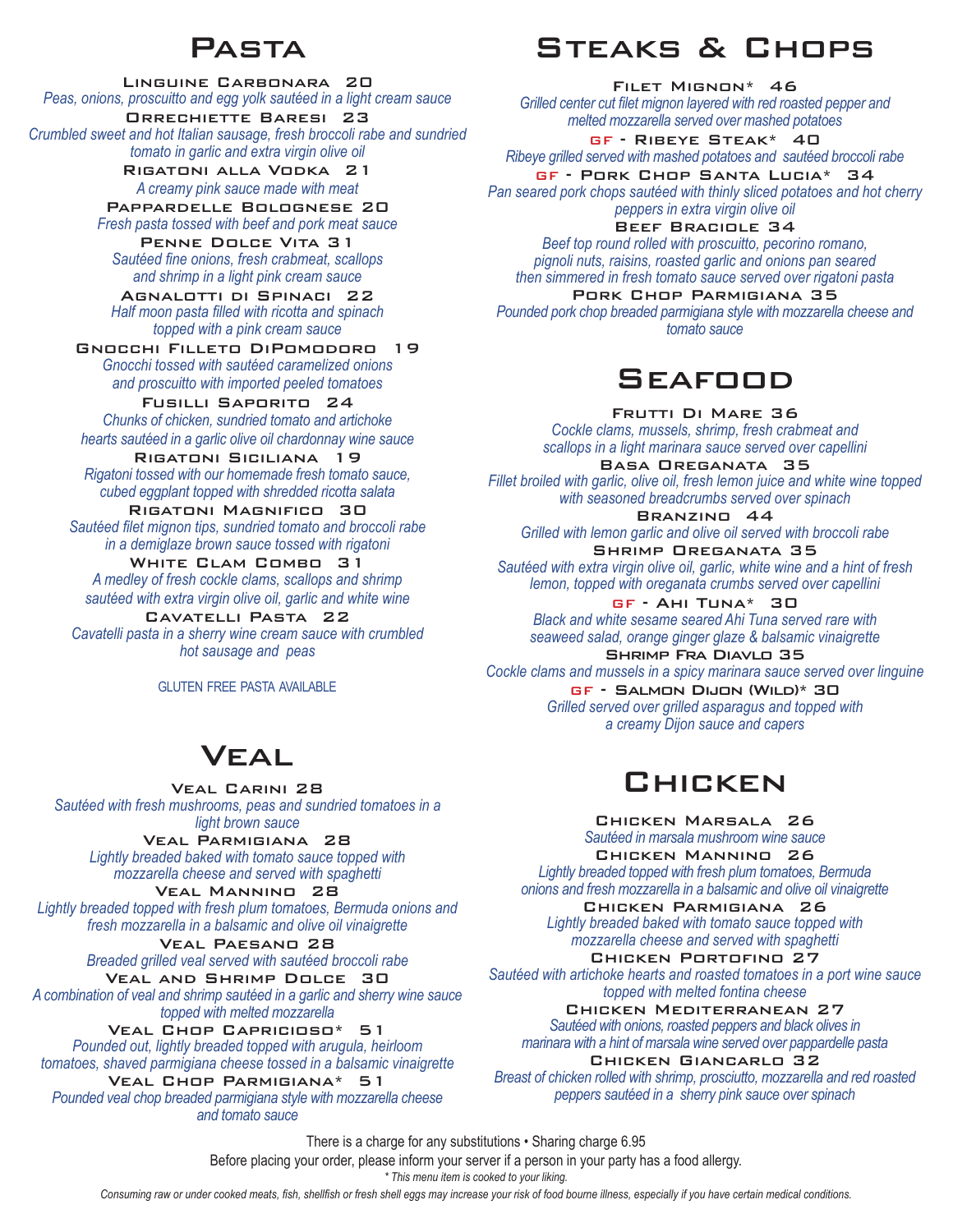# Pasta

**Linguine Carbonara 20**
*Peas, onions, proscuitto and egg yolk sautéed in a light cream sauce*

**Orrechiette Baresi 23**
*Crumbled sweet and hot Italian sausage, fresh broccoli rabe and sundried tomato in garlic and extra virgin olive oil*

**Rigatoni alla Vodka 21**
*A creamy pink sauce made with meat*

**Pappardelle Bolognese 20**
*Fresh pasta tossed with beef and pork meat sauce*

**Penne Dolce Vita 31**
*Sautéed fine onions, fresh crabmeat, scallops and shrimp in a light pink cream sauce*

**Agnalotti di Spinaci 22**
*Half moon pasta filled with ricotta and spinach topped with a pink cream sauce*

**Gnocchi Filleto DiPomodoro 19**
*Gnocchi tossed with sautéed caramelized onions and proscuitto with imported peeled tomatoes*

**Fusilli Saporito 24**
*Chunks of chicken, sundried tomato and artichoke hearts sautéed in a garlic olive oil chardonnay wine sauce*

**Rigatoni Siciliana 19**
*Rigatoni tossed with our homemade fresh tomato sauce, cubed eggplant topped with shredded ricotta salata*

**Rigatoni Magnifico 30**
*Sautéed filet mignon tips, sundried tomato and broccoli rabe in a demiglaze brown sauce tossed with rigatoni*

**White Clam Combo 31**
*A medley of fresh cockle clams, scallops and shrimp sautéed with extra virgin olive oil, garlic and white wine*

**Cavatelli Pasta 22**
*Cavatelli pasta in a sherry wine cream sauce with crumbled hot sausage and peas*

GLUTEN FREE PASTA AVAILABLE

# Veal

**Veal Carini 28**
*Sautéed with fresh mushrooms, peas and sundried tomatoes in a light brown sauce*

**Veal Parmigiana 28**
*Lightly breaded baked with tomato sauce topped with mozzarella cheese and served with spaghetti*

**Veal Mannino 28**
*Lightly breaded topped with fresh plum tomatoes, Bermuda onions and fresh mozzarella in a balsamic and olive oil vinaigrette*

**Veal Paesano 28**
*Breaded grilled veal served with sautéed broccoli rabe*

**Veal and Shrimp Dolce 30**
*A combination of veal and shrimp sautéed in a garlic and sherry wine sauce topped with melted mozzarella*

**Veal Chop Capricioso* 51**
*Pounded out, lightly breaded topped with arugula, heirloom tomatoes, shaved parmigiana cheese tossed in a balsamic vinaigrette*

**Veal Chop Parmigiana* 51**
*Pounded veal chop breaded parmigiana style with mozzarella cheese and tomato sauce*

# Steaks & Chops

**Filet Mignon* 46**
*Grilled center cut filet mignon layered with red roasted pepper and melted mozzarella served over mashed potatoes*

**GF - Ribeye Steak* 40**
*Ribeye grilled served with mashed potatoes and sautéed broccoli rabe*

**GF - Pork Chop Santa Lucia* 34**
*Pan seared pork chops sautéed with thinly sliced potatoes and hot cherry peppers in extra virgin olive oil*

**Beef Braciole 34**
*Beef top round rolled with proscuitto, pecorino romano, pignoli nuts, raisins, roasted garlic and onions pan seared then simmered in fresh tomato sauce served over rigatoni pasta*

**Pork Chop Parmigiana 35**
*Pounded pork chop breaded parmigiana style with mozzarella cheese and tomato sauce*

# Seafood

**Frutti Di Mare 36**
*Cockle clams, mussels, shrimp, fresh crabmeat and scallops in a light marinara sauce served over capellini*

**Basa Oreganata 35**
*Fillet broiled with garlic, olive oil, fresh lemon juice and white wine topped with seasoned breadcrumbs served over spinach*

**Branzino 44**
*Grilled with lemon garlic and olive oil served with broccoli rabe*

**Shrimp Oreganata 35**
*Sautéed with extra virgin olive oil, garlic, white wine and a hint of fresh lemon, topped with oreganata crumbs served over capellini*

**GF - Ahi Tuna* 30**
*Black and white sesame seared Ahi Tuna served rare with seaweed salad, orange ginger glaze & balsamic vinaigrette*

**Shrimp Fra Diavlo 35**
*Cockle clams and mussels in a spicy marinara sauce served over linguine*

**GF - Salmon Dijon (Wild)* 30**
*Grilled served over grilled asparagus and topped with a creamy Dijon sauce and capers*

# Chicken

**Chicken Marsala 26**
*Sautéed in marsala mushroom wine sauce*

**Chicken Mannino 26**
*Lightly breaded topped with fresh plum tomatoes, Bermuda onions and fresh mozzarella in a balsamic and olive oil vinaigrette*

**Chicken Parmigiana 26**
*Lightly breaded baked with tomato sauce topped with mozzarella cheese and served with spaghetti*

**Chicken Portofino 27**
*Sautéed with artichoke hearts and roasted tomatoes in a port wine sauce topped with melted fontina cheese*

**Chicken Mediterranean 27**
*Sautéed with onions, roasted peppers and black olives in marinara with a hint of marsala wine served over pappardelle pasta*

**Chicken Giancarlo 32**
*Breast of chicken rolled with shrimp, prosciutto, mozzarella and red roasted peppers sautéed in a sherry pink sauce over spinach*

There is a charge for any substitutions • Sharing charge 6.95

Before placing your order, please inform your server if a person in your party has a food allergy.

*\* This menu item is cooked to your liking.*

*Consuming raw or under cooked meats, fish, shellfish or fresh shell eggs may increase your risk of food bourne illness, especially if you have certain medical conditions.*